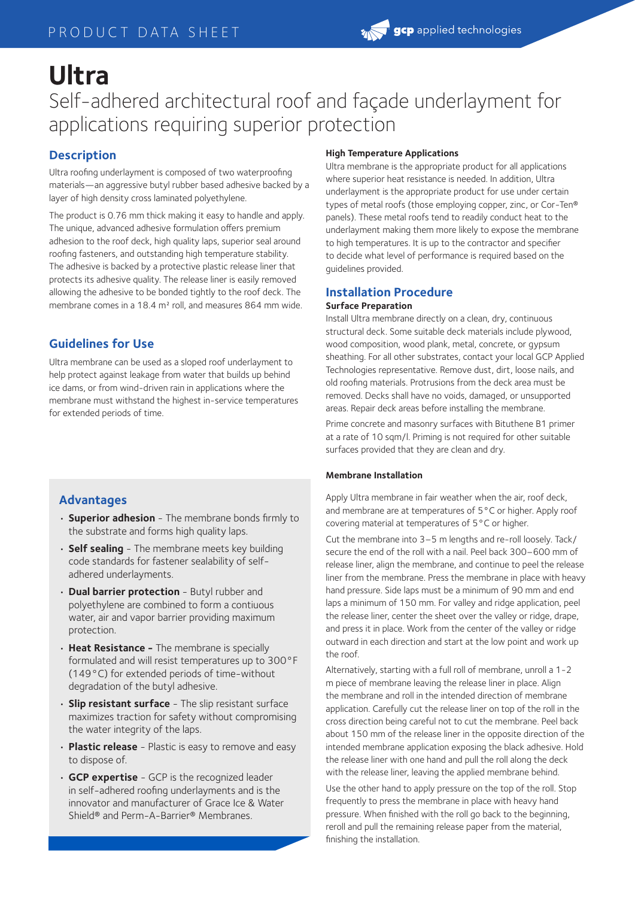# Ultra

Self-adhered architectural roof and façade underlayment for applications requiring superior protection

## Description

Ultra roofing underlayment is composed of two waterproofing materials—an aggressive butyl rubber based adhesive backed by a layer of high density cross laminated polyethylene.

The product is 0.76 mm thick making it easy to handle and apply. The unique, advanced adhesive formulation offers premium adhesion to the roof deck, high quality laps, superior seal around roofing fasteners, and outstanding high temperature stability. The adhesive is backed by a protective plastic release liner that protects its adhesive quality. The release liner is easily removed allowing the adhesive to be bonded tightly to the roof deck. The membrane comes in a 18.4 m² roll, and measures 864 mm wide.

## Guidelines for Use

Ultra membrane can be used as a sloped roof underlayment to help protect against leakage from water that builds up behind ice dams, or from wind-driven rain in applications where the membrane must withstand the highest in-service temperatures for extended periods of time.

## Advantages

- **Superior adhesion** - The membrane bonds firmly to the substrate and forms high quality laps.
- **Self sealing** - The membrane meets key building code standards for fastener sealability of self-adhered underlayments.
- **Dual barrier protection** - Butyl rubber and polyethylene are combined to form a contiuous water, air and vapor barrier providing maximum protection.
- **Heat Resistance -** The membrane is specially formulated and will resist temperatures up to 300°F (149°C) for extended periods of time-without degradation of the butyl adhesive.
- **Slip resistant surface** - The slip resistant surface maximizes traction for safety without compromising the water integrity of the laps.
- **Plastic release** - Plastic is easy to remove and easy to dispose of.
- **GCP expertise** - GCP is the recognized leader in self-adhered roofing underlayments and is the innovator and manufacturer of Grace Ice & Water Shield® and Perm-A-Barrier® Membranes.

### High Temperature Applications

Ultra membrane is the appropriate product for all applications where superior heat resistance is needed. In addition, Ultra underlayment is the appropriate product for use under certain types of metal roofs (those employing copper, zinc, or Cor-Ten® panels). These metal roofs tend to readily conduct heat to the underlayment making them more likely to expose the membrane to high temperatures. It is up to the contractor and specifier to decide what level of performance is required based on the guidelines provided.

## Installation Procedure

### Surface Preparation

Install Ultra membrane directly on a clean, dry, continuous structural deck. Some suitable deck materials include plywood, wood composition, wood plank, metal, concrete, or gypsum sheathing. For all other substrates, contact your local GCP Applied Technologies representative. Remove dust, dirt, loose nails, and old roofing materials. Protrusions from the deck area must be removed. Decks shall have no voids, damaged, or unsupported areas. Repair deck areas before installing the membrane.

Prime concrete and masonry surfaces with Bituthene B1 primer at a rate of 10 sqm/l. Priming is not required for other suitable surfaces provided that they are clean and dry.

### Membrane Installation

Apply Ultra membrane in fair weather when the air, roof deck, and membrane are at temperatures of 5°C or higher. Apply roof covering material at temperatures of 5°C or higher.

Cut the membrane into 3–5 m lengths and re-roll loosely. Tack/secure the end of the roll with a nail. Peel back 300–600 mm of release liner, align the membrane, and continue to peel the release liner from the membrane. Press the membrane in place with heavy hand pressure. Side laps must be a minimum of 90 mm and end laps a minimum of 150 mm. For valley and ridge application, peel the release liner, center the sheet over the valley or ridge, drape, and press it in place. Work from the center of the valley or ridge outward in each direction and start at the low point and work up the roof.

Alternatively, starting with a full roll of membrane, unroll a 1-2 m piece of membrane leaving the release liner in place. Align the membrane and roll in the intended direction of membrane application. Carefully cut the release liner on top of the roll in the cross direction being careful not to cut the membrane. Peel back about 150 mm of the release liner in the opposite direction of the intended membrane application exposing the black adhesive. Hold the release liner with one hand and pull the roll along the deck with the release liner, leaving the applied membrane behind.

Use the other hand to apply pressure on the top of the roll. Stop frequently to press the membrane in place with heavy hand pressure. When finished with the roll go back to the beginning, reroll and pull the remaining release paper from the material, finishing the installation.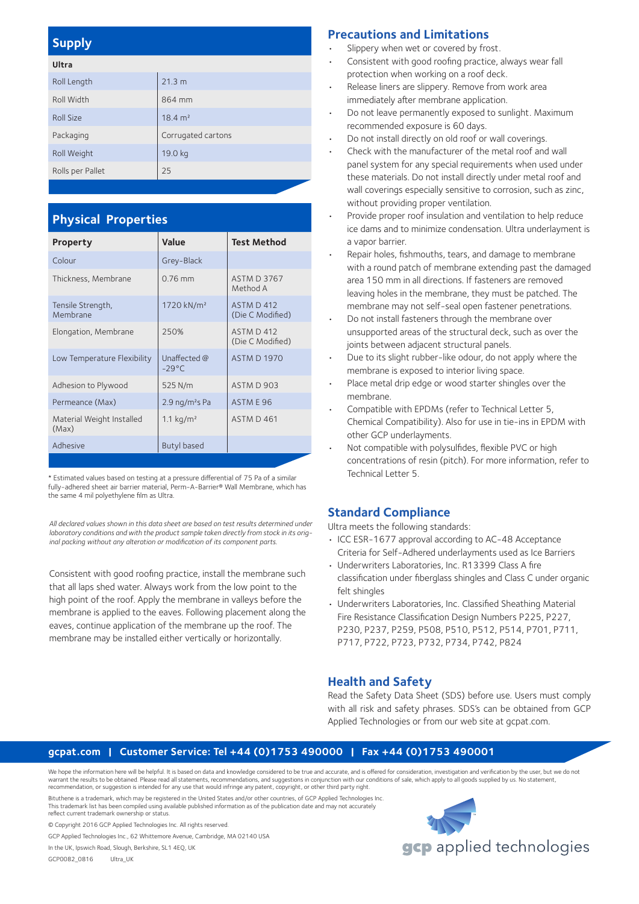## Supply

| Ultra | |
|---|---|
| Roll Length | 21.3 m |
| Roll Width | 864 mm |
| Roll Size | 18.4 m² |
| Packaging | Corrugated cartons |
| Roll Weight | 19.0 kg |
| Rolls per Pallet | 25 |

## Physical Properties

| Property | Value | Test Method |
|---|---|---|
| Colour | Grey-Black | |
| Thickness, Membrane | 0.76 mm | ASTM D 3767 Method A |
| Tensile Strength, Membrane | 1720 kN/m² | ASTM D 412 (Die C Modified) |
| Elongation, Membrane | 250% | ASTM D 412 (Die C Modified) |
| Low Temperature Flexibility | Unaffected @ -29°C | ASTM D 1970 |
| Adhesion to Plywood | 525 N/m | ASTM D 903 |
| Permeance (Max) | 2.9 ng/m²s Pa | ASTM E 96 |
| Material Weight Installed (Max) | 1.1 kg/m² | ASTM D 461 |
| Adhesive | Butyl based | |

* Estimated values based on testing at a pressure differential of 75 Pa of a similar fully-adhered sheet air barrier material, Perm-A-Barrier® Wall Membrane, which has the same 4 mil polyethylene film as Ultra.

*All declared values shown in this data sheet are based on test results determined under laboratory conditions and with the product sample taken directly from stock in its original packing without any alteration or modification of its component parts.*

Consistent with good roofing practice, install the membrane such that all laps shed water. Always work from the low point to the high point of the roof. Apply the membrane in valleys before the membrane is applied to the eaves. Following placement along the eaves, continue application of the membrane up the roof. The membrane may be installed either vertically or horizontally.

## Precautions and Limitations

- Slippery when wet or covered by frost.
- Consistent with good roofing practice, always wear fall protection when working on a roof deck.
- Release liners are slippery. Remove from work area immediately after membrane application.
- Do not leave permanently exposed to sunlight. Maximum recommended exposure is 60 days.
- Do not install directly on old roof or wall coverings.
- Check with the manufacturer of the metal roof and wall panel system for any special requirements when used under these materials. Do not install directly under metal roof and wall coverings especially sensitive to corrosion, such as zinc, without providing proper ventilation.
- Provide proper roof insulation and ventilation to help reduce ice dams and to minimize condensation. Ultra underlayment is a vapor barrier.
- Repair holes, fishmouths, tears, and damage to membrane with a round patch of membrane extending past the damaged area 150 mm in all directions. If fasteners are removed leaving holes in the membrane, they must be patched. The membrane may not self-seal open fastener penetrations.
- Do not install fasteners through the membrane over unsupported areas of the structural deck, such as over the joints between adjacent structural panels.
- Due to its slight rubber-like odour, do not apply where the membrane is exposed to interior living space.
- Place metal drip edge or wood starter shingles over the membrane.
- Compatible with EPDMs (refer to Technical Letter 5, Chemical Compatibility). Also for use in tie-ins in EPDM with other GCP underlayments.
- Not compatible with polysulfides, flexible PVC or high concentrations of resin (pitch). For more information, refer to Technical Letter 5.

## Standard Compliance

Ultra meets the following standards:

- ICC ESR-1677 approval according to AC-48 Acceptance Criteria for Self-Adhered underlayments used as Ice Barriers
- Underwriters Laboratories, Inc. R13399 Class A fire classification under fiberglass shingles and Class C under organic felt shingles
- Underwriters Laboratories, Inc. Classified Sheathing Material Fire Resistance Classification Design Numbers P225, P227, P230, P237, P259, P508, P510, P512, P514, P701, P711, P717, P722, P723, P732, P734, P742, P824

## Health and Safety

Read the Safety Data Sheet (SDS) before use. Users must comply with all risk and safety phrases. SDS's can be obtained from GCP Applied Technologies or from our web site at gcpat.com.

**gcpat.com | Customer Service: Tel +44 (0)1753 490000 | Fax +44 (0)1753 490001**

We hope the information here will be helpful. It is based on data and knowledge considered to be true and accurate, and is offered for consideration, investigation and verification by the user, but we do not warrant the results to be obtained. Please read all statements, recommendations, and suggestions in conjunction with our conditions of sale, which apply to all goods supplied by us. No statement, recommendation, or suggestion is intended for any use that would infringe any patent, copyright, or other third party right.

Bituthene is a trademark, which may be registered in the United States and/or other countries, of GCP Applied Technologies Inc. This trademark list has been compiled using available published information as of the publication date and may not accurately reflect current trademark ownership or status.

© Copyright 2016 GCP Applied Technologies Inc. All rights reserved.

GCP Applied Technologies Inc., 62 Whittemore Avenue, Cambridge, MA 02140 USA

In the UK, Ipswich Road, Slough, Berkshire, SL1 4EQ, UK

GCP0082_0816 Ultra_UK

gcp applied technologies